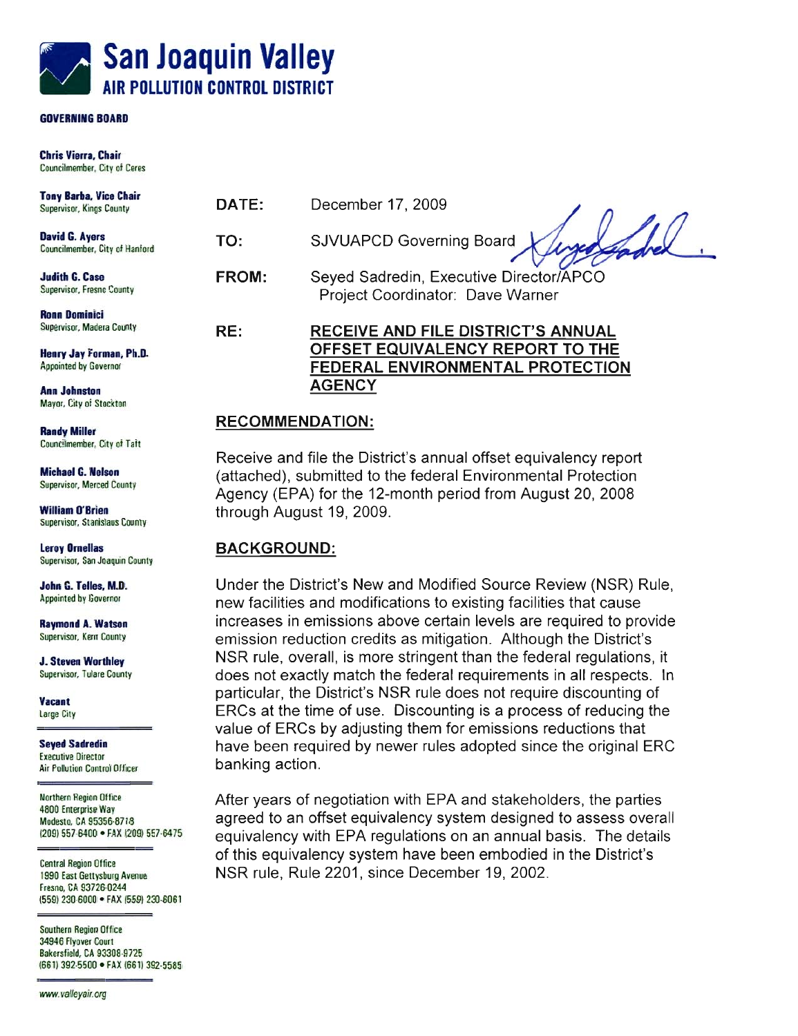# San Joaquin Valley
## AIR POLLUTION CONTROL DISTRICT

**GOVERNING BOARD**

**Chris Vierra, Chair**
Councilmember, City of Ceres

**Tony Barba, Vice Chair**
Supervisor, Kings County

**David G. Ayers**
Councilmember, City of Hanford

**Judith G. Case**
Supervisor, Fresno County

**Ronn Dominici**
Supervisor, Madera County

**Henry Jay Forman, Ph.D.**
Appointed by Governor

**Ann Johnston**
Mayor, City of Stockton

**Randy Miller**
Councilmember, City of Taft

**Michael G. Nelson**
Supervisor, Merced County

**William O'Brien**
Supervisor, Stanislaus County

**Leroy Ornellas**
Supervisor, San Joaquin County

**John G. Telles, M.D.**
Appointed by Governor

**Raymond A. Watson**
Supervisor, Kern County

**J. Steven Worthley**
Supervisor, Tulare County

**Vacant**
Large City

**Seyed Sadredin**
Executive Director
Air Pollution Control Officer

Northern Region Office
4800 Enterprise Way
Modesto, CA 95356-8718
(209) 557-6400 • FAX (209) 557-6475

Central Region Office
1990 East Gettysburg Avenue
Fresno, CA 93726-0244
(559) 230-6000 • FAX (559) 230-6061

Southern Region Office
34946 Flyover Court
Bakersfield, CA 93308-9725
(661) 392-5500 • FAX (661) 392-5585

www.valleyair.org

---

**DATE:** December 17, 2009

**TO:** SJVUAPCD Governing Board

**FROM:** Seyed Sadredin, Executive Director/APCO
Project Coordinator: Dave Warner

**RE:** **RECEIVE AND FILE DISTRICT'S ANNUAL OFFSET EQUIVALENCY REPORT TO THE FEDERAL ENVIRONMENTAL PROTECTION AGENCY**

## RECOMMENDATION:

Receive and file the District's annual offset equivalency report (attached), submitted to the federal Environmental Protection Agency (EPA) for the 12-month period from August 20, 2008 through August 19, 2009.

## BACKGROUND:

Under the District's New and Modified Source Review (NSR) Rule, new facilities and modifications to existing facilities that cause increases in emissions above certain levels are required to provide emission reduction credits as mitigation. Although the District's NSR rule, overall, is more stringent than the federal regulations, it does not exactly match the federal requirements in all respects. In particular, the District's NSR rule does not require discounting of ERCs at the time of use. Discounting is a process of reducing the value of ERCs by adjusting them for emissions reductions that have been required by newer rules adopted since the original ERC banking action.

After years of negotiation with EPA and stakeholders, the parties agreed to an offset equivalency system designed to assess overall equivalency with EPA regulations on an annual basis. The details of this equivalency system have been embodied in the District's NSR rule, Rule 2201, since December 19, 2002.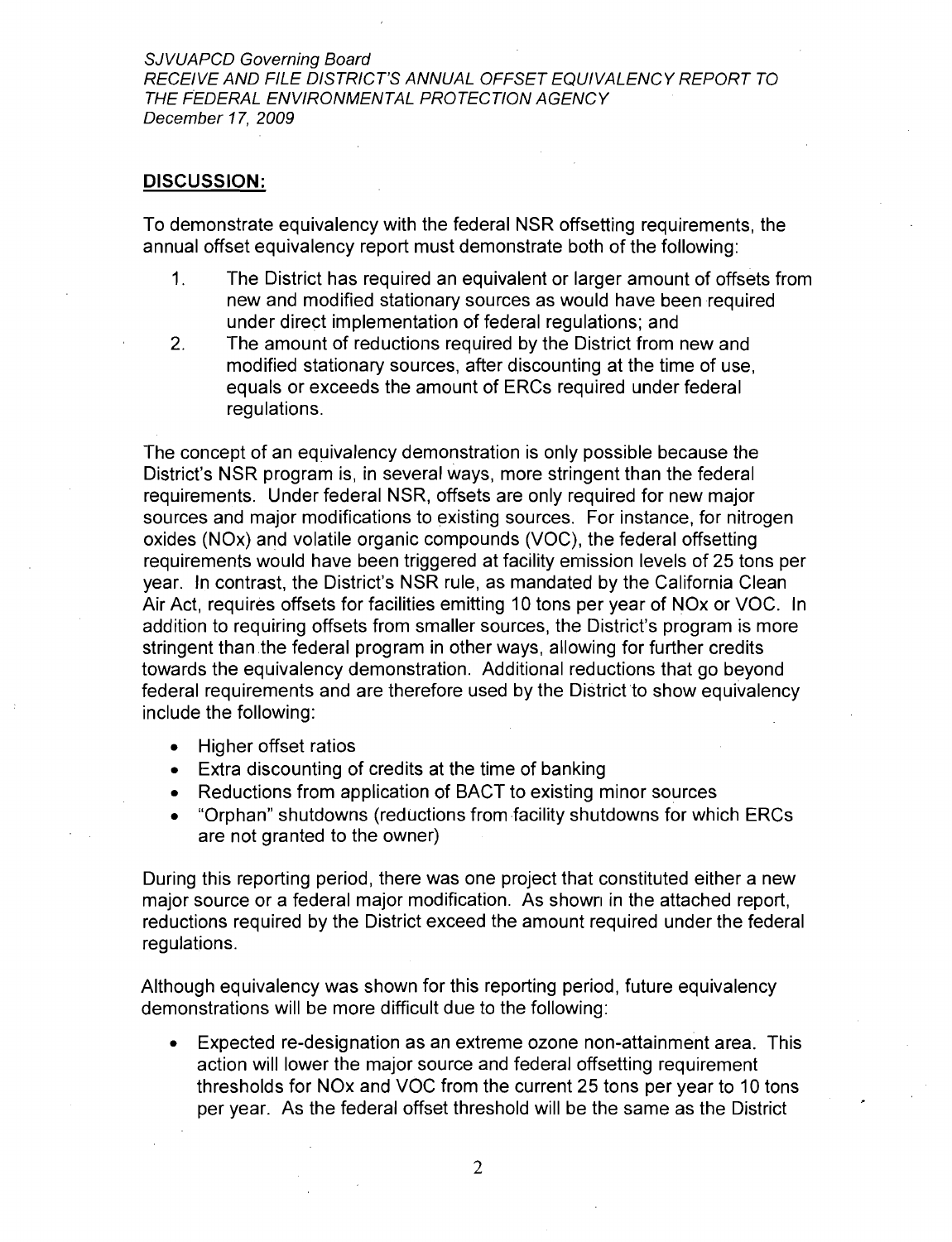**DISCUSSION:**

To demonstrate equivalency with the federal NSR offsetting requirements, the annual offset equivalency report must demonstrate both of the following:

1. The District has required an equivalent or larger amount of offsets from new and modified stationary sources as would have been required under direct implementation of federal regulations; and
2. The amount of reductions required by the District from new and modified stationary sources, after discounting at the time of use, equals or exceeds the amount of ERCs required under federal regulations.

The concept of an equivalency demonstration is only possible because the District's NSR program is, in several ways, more stringent than the federal requirements. Under federal NSR, offsets are only required for new major sources and major modifications to existing sources. For instance, for nitrogen oxides (NOx) and volatile organic compounds (VOC), the federal offsetting requirements would have been triggered at facility emission levels of 25 tons per year. In contrast, the District's NSR rule, as mandated by the California Clean Air Act, requires offsets for facilities emitting 10 tons per year of NOx or VOC. In addition to requiring offsets from smaller sources, the District's program is more stringent than the federal program in other ways, allowing for further credits towards the equivalency demonstration. Additional reductions that go beyond federal requirements and are therefore used by the District to show equivalency include the following:

- Higher offset ratios
- Extra discounting of credits at the time of banking
- Reductions from application of BACT to existing minor sources
- "Orphan" shutdowns (reductions from facility shutdowns for which ERCs are not granted to the owner)

During this reporting period, there was one project that constituted either a new major source or a federal major modification. As shown in the attached report, reductions required by the District exceed the amount required under the federal regulations.

Although equivalency was shown for this reporting period, future equivalency demonstrations will be more difficult due to the following:

- Expected re-designation as an extreme ozone non-attainment area. This action will lower the major source and federal offsetting requirement thresholds for NOx and VOC from the current 25 tons per year to 10 tons per year. As the federal offset threshold will be the same as the District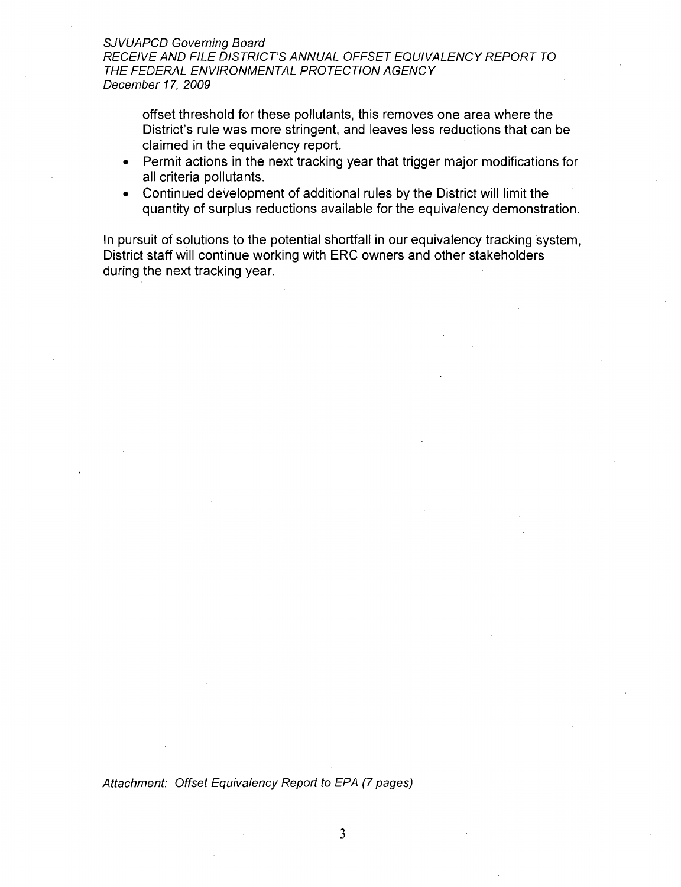offset threshold for these pollutants, this removes one area where the District's rule was more stringent, and leaves less reductions that can be claimed in the equivalency report.

- Permit actions in the next tracking year that trigger major modifications for all criteria pollutants.
- Continued development of additional rules by the District will limit the quantity of surplus reductions available for the equivalency demonstration.

In pursuit of solutions to the potential shortfall in our equivalency tracking system, District staff will continue working with ERC owners and other stakeholders during the next tracking year.

*Attachment: Offset Equivalency Report to EPA (7 pages)*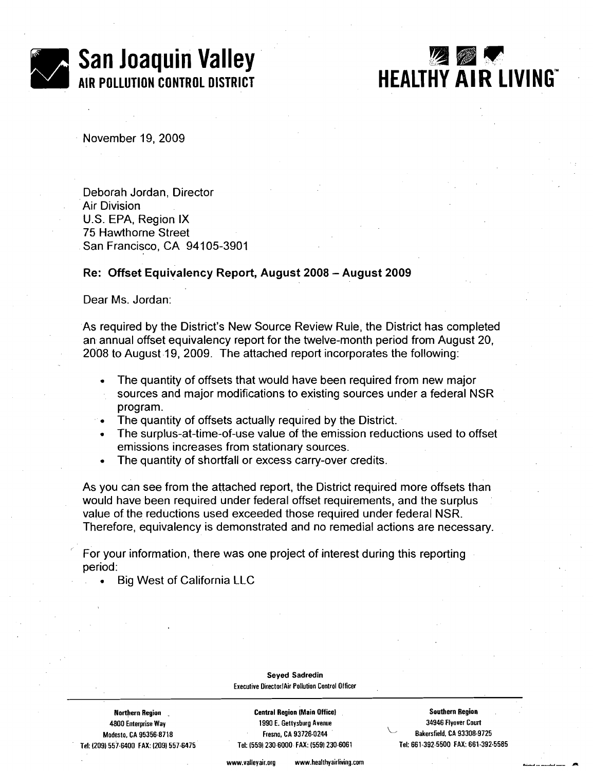# San Joaquin Valley
## AIR POLLUTION CONTROL DISTRICT

**HEALTHY AIR LIVING™**

November 19, 2009

Deborah Jordan, Director
Air Division
U.S. EPA, Region IX
75 Hawthorne Street
San Francisco, CA 94105-3901

**Re: Offset Equivalency Report, August 2008 – August 2009**

Dear Ms. Jordan:

As required by the District's New Source Review Rule, the District has completed an annual offset equivalency report for the twelve-month period from August 20, 2008 to August 19, 2009. The attached report incorporates the following:

- The quantity of offsets that would have been required from new major sources and major modifications to existing sources under a federal NSR program.
- The quantity of offsets actually required by the District.
- The surplus-at-time-of-use value of the emission reductions used to offset emissions increases from stationary sources.
- The quantity of shortfall or excess carry-over credits.

As you can see from the attached report, the District required more offsets than would have been required under federal offset requirements, and the surplus value of the reductions used exceeded those required under federal NSR. Therefore, equivalency is demonstrated and no remedial actions are necessary.

For your information, there was one project of interest during this reporting period:

- Big West of California LLC

**Seyed Sadredin**
Executive Director/Air Pollution Control Officer

| **Northern Region** | **Central Region (Main Office)** | **Southern Region** |
|---|---|---|
| 4800 Enterprise Way | 1990 E. Gettysburg Avenue | 34946 Flyover Court |
| Modesto, CA 95356-8718 | Fresno, CA 93726-0244 | Bakersfield, CA 93308-9725 |
| Tel: (209) 557-6400 FAX: (209) 557-6475 | Tel: (559) 230-6000 FAX: (559) 230-6061 | Tel: 661-392-5500 FAX: 661-392-5585 |

www.valleyair.org www.healthyairliving.com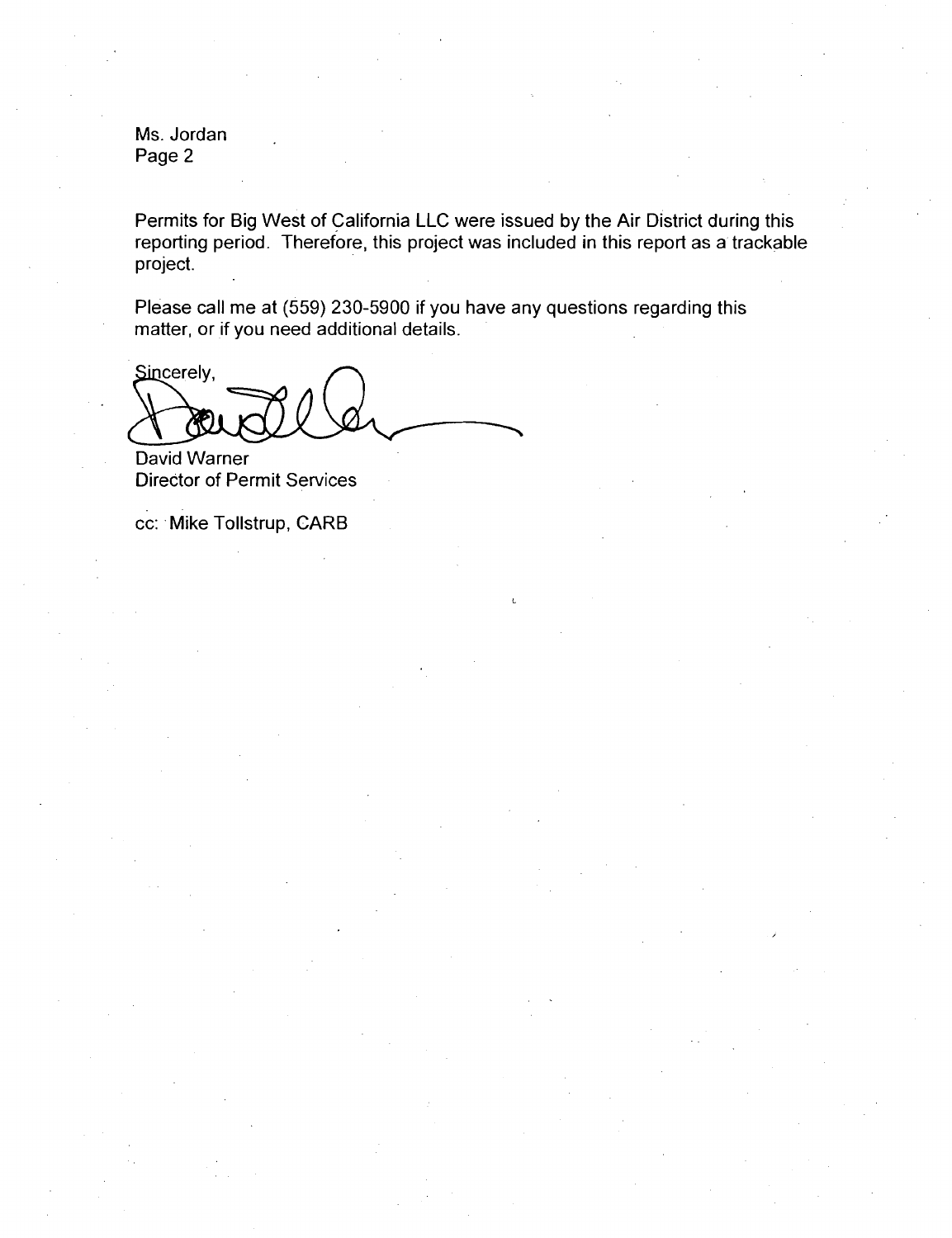Permits for Big West of California LLC were issued by the Air District during this reporting period. Therefore, this project was included in this report as a trackable project.

Please call me at (559) 230-5900 if you have any questions regarding this matter, or if you need additional details.

Sincerely,

David Warner
Director of Permit Services

cc: Mike Tollstrup, CARB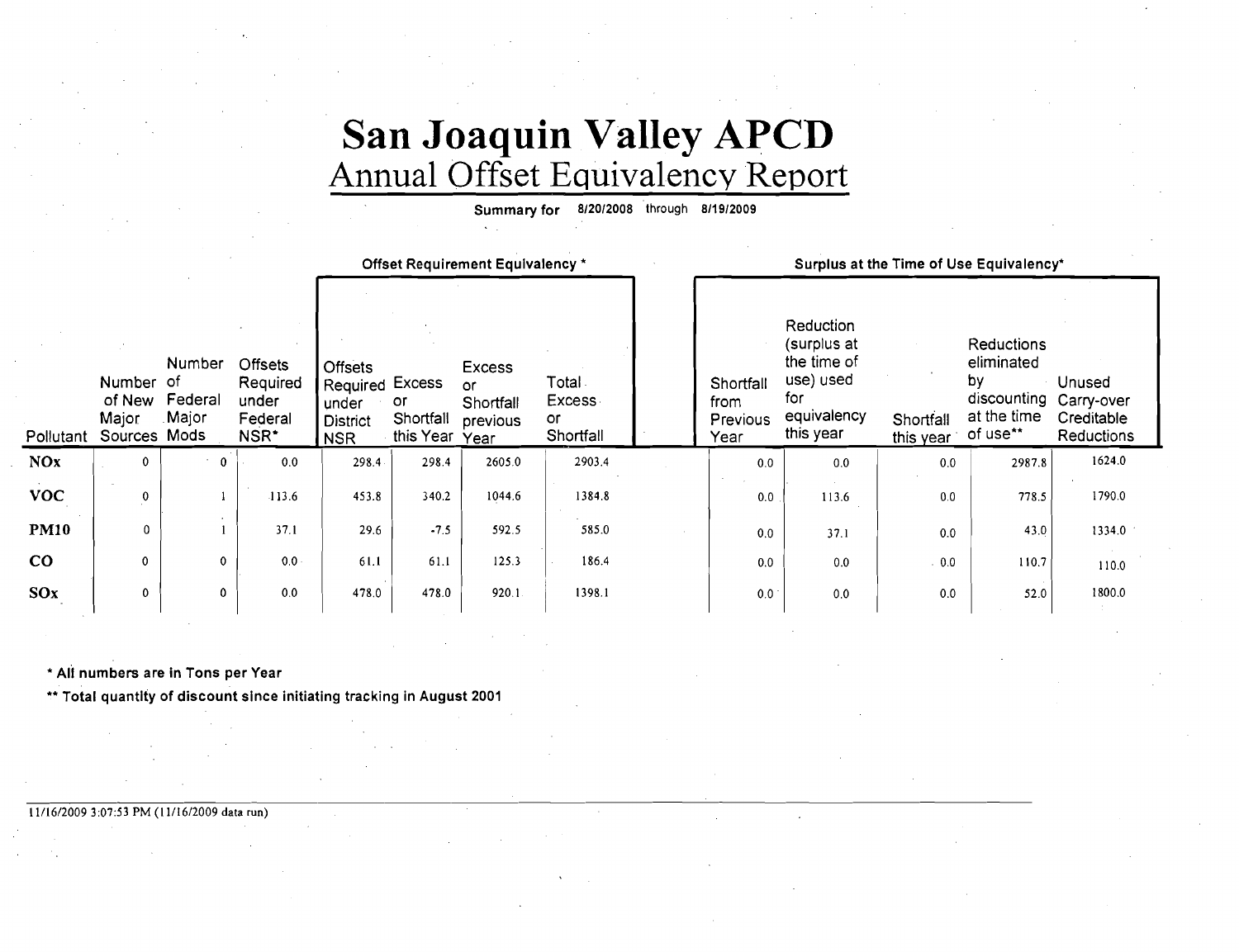# San Joaquin Valley APCD

## Annual Offset Equivalency Report

**Summary for 8/20/2008 through 8/19/2009**

| | | | | Offset Requirement Equivalency * | | | | Surplus at the Time of Use Equivalency* | | | | |
|---|---|---|---|---|---|---|---|---|---|---|---|---|
| Pollutant | Number of New Major Sources | Number of Federal Major Mods | Offsets Required under Federal NSR* | Offsets Required under District NSR | Excess or Shortfall this Year | Excess or Shortfall previous Year | Total Excess or Shortfall | Shortfall from Previous Year | Reduction (surplus at the time of use) used for equivalency this year | Shortfall this year | Reductions eliminated by discounting at the time of use** | Unused Carry-over Creditable Reductions |
| **NOx** | 0 | 0 | 0.0 | 298.4 | 298.4 | 2605.0 | 2903.4 | 0.0 | 0.0 | 0.0 | 2987.8 | 1624.0 |
| **VOC** | 0 | 1 | 113.6 | 453.8 | 340.2 | 1044.6 | 1384.8 | 0.0 | 113.6 | 0.0 | 778.5 | 1790.0 |
| **PM10** | 0 | 1 | 37.1 | 29.6 | -7.5 | 592.5 | 585.0 | 0.0 | 37.1 | 0.0 | 43.0 | 1334.0 |
| **CO** | 0 | 0 | 0.0 | 61.1 | 61.1 | 125.3 | 186.4 | 0.0 | 0.0 | 0.0 | 110.7 | 110.0 |
| **SOx** | 0 | 0 | 0.0 | 478.0 | 478.0 | 920.1 | 1398.1 | 0.0 | 0.0 | 0.0 | 52.0 | 1800.0 |

**\* All numbers are in Tons per Year**

**\*\* Total quantity of discount since initiating tracking in August 2001**

11/16/2009 3:07:53 PM (11/16/2009 data run)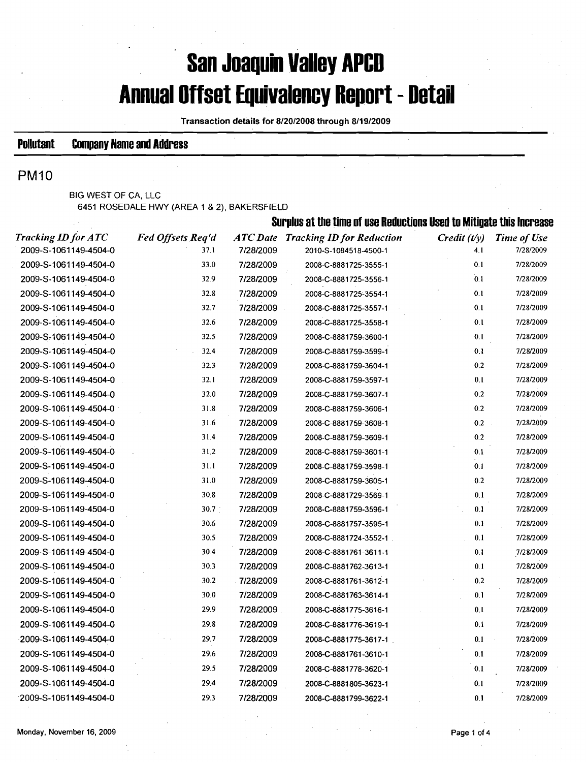# San Joaquin Valley APCD
# Annual Offset Equivalency Report - Detail

Transaction details for 8/20/2008 through 8/19/2009

**Pollutant** **Company Name and Address**

## PM10

BIG WEST OF CA, LLC
6451 ROSEDALE HWY (AREA 1 & 2), BAKERSFIELD

| *Tracking ID for ATC* | *Fed Offsets Req'd* | *ATC Date* | **Surplus at the time of use Reductions Used to Mitigate this Increase** *Tracking ID for Reduction* | *Credit (t/y)* | *Time of Use* |
|---|---|---|---|---|---|
| 2009-S-1061149-4504-0 | 37.1 | 7/28/2009 | 2010-S-1084518-4500-1 | 4.1 | 7/28/2009 |
| 2009-S-1061149-4504-0 | 33.0 | 7/28/2009 | 2008-C-8881725-3555-1 | 0.1 | 7/28/2009 |
| 2009-S-1061149-4504-0 | 32.9 | 7/28/2009 | 2008-C-8881725-3556-1 | 0.1 | 7/28/2009 |
| 2009-S-1061149-4504-0 | 32.8 | 7/28/2009 | 2008-C-8881725-3554-1 | 0.1 | 7/28/2009 |
| 2009-S-1061149-4504-0 | 32.7 | 7/28/2009 | 2008-C-8881725-3557-1 | 0.1 | 7/28/2009 |
| 2009-S-1061149-4504-0 | 32.6 | 7/28/2009 | 2008-C-8881725-3558-1 | 0.1 | 7/28/2009 |
| 2009-S-1061149-4504-0 | 32.5 | 7/28/2009 | 2008-C-8881759-3600-1 | 0.1 | 7/28/2009 |
| 2009-S-1061149-4504-0 | 32.4 | 7/28/2009 | 2008-C-8881759-3599-1 | 0.1 | 7/28/2009 |
| 2009-S-1061149-4504-0 | 32.3 | 7/28/2009 | 2008-C-8881759-3604-1 | 0.2 | 7/28/2009 |
| 2009-S-1061149-4504-0 | 32.1 | 7/28/2009 | 2008-C-8881759-3597-1 | 0.1 | 7/28/2009 |
| 2009-S-1061149-4504-0 | 32.0 | 7/28/2009 | 2008-C-8881759-3607-1 | 0.2 | 7/28/2009 |
| 2009-S-1061149-4504-0 | 31.8 | 7/28/2009 | 2008-C-8881759-3606-1 | 0.2 | 7/28/2009 |
| 2009-S-1061149-4504-0 | 31.6 | 7/28/2009 | 2008-C-8881759-3608-1 | 0.2 | 7/28/2009 |
| 2009-S-1061149-4504-0 | 31.4 | 7/28/2009 | 2008-C-8881759-3609-1 | 0.2 | 7/28/2009 |
| 2009-S-1061149-4504-0 | 31.2 | 7/28/2009 | 2008-C-8881759-3601-1 | 0.1 | 7/28/2009 |
| 2009-S-1061149-4504-0 | 31.1 | 7/28/2009 | 2008-C-8881759-3598-1 | 0.1 | 7/28/2009 |
| 2009-S-1061149-4504-0 | 31.0 | 7/28/2009 | 2008-C-8881759-3605-1 | 0.2 | 7/28/2009 |
| 2009-S-1061149-4504-0 | 30.8 | 7/28/2009 | 2008-C-8881729-3569-1 | 0.1 | 7/28/2009 |
| 2009-S-1061149-4504-0 | 30.7 | 7/28/2009 | 2008-C-8881759-3596-1 | 0.1 | 7/28/2009 |
| 2009-S-1061149-4504-0 | 30.6 | 7/28/2009 | 2008-C-8881757-3595-1 | 0.1 | 7/28/2009 |
| 2009-S-1061149-4504-0 | 30.5 | 7/28/2009 | 2008-C-8881724-3552-1 | 0.1 | 7/28/2009 |
| 2009-S-1061149-4504-0 | 30.4 | 7/28/2009 | 2008-C-8881761-3611-1 | 0.1 | 7/28/2009 |
| 2009-S-1061149-4504-0 | 30.3 | 7/28/2009 | 2008-C-8881762-3613-1 | 0.1 | 7/28/2009 |
| 2009-S-1061149-4504-0 | 30.2 | 7/28/2009 | 2008-C-8881761-3612-1 | 0.2 | 7/28/2009 |
| 2009-S-1061149-4504-0 | 30.0 | 7/28/2009 | 2008-C-8881763-3614-1 | 0.1 | 7/28/2009 |
| 2009-S-1061149-4504-0 | 29.9 | 7/28/2009 | 2008-C-8881775-3616-1 | 0.1 | 7/28/2009 |
| 2009-S-1061149-4504-0 | 29.8 | 7/28/2009 | 2008-C-8881776-3619-1 | 0.1 | 7/28/2009 |
| 2009-S-1061149-4504-0 | 29.7 | 7/28/2009 | 2008-C-8881775-3617-1 | 0.1 | 7/28/2009 |
| 2009-S-1061149-4504-0 | 29.6 | 7/28/2009 | 2008-C-8881761-3610-1 | 0.1 | 7/28/2009 |
| 2009-S-1061149-4504-0 | 29.5 | 7/28/2009 | 2008-C-8881778-3620-1 | 0.1 | 7/28/2009 |
| 2009-S-1061149-4504-0 | 29.4 | 7/28/2009 | 2008-C-8881805-3623-1 | 0.1 | 7/28/2009 |
| 2009-S-1061149-4504-0 | 29.3 | 7/28/2009 | 2008-C-8881799-3622-1 | 0.1 | 7/28/2009 |

Monday, November 16, 2009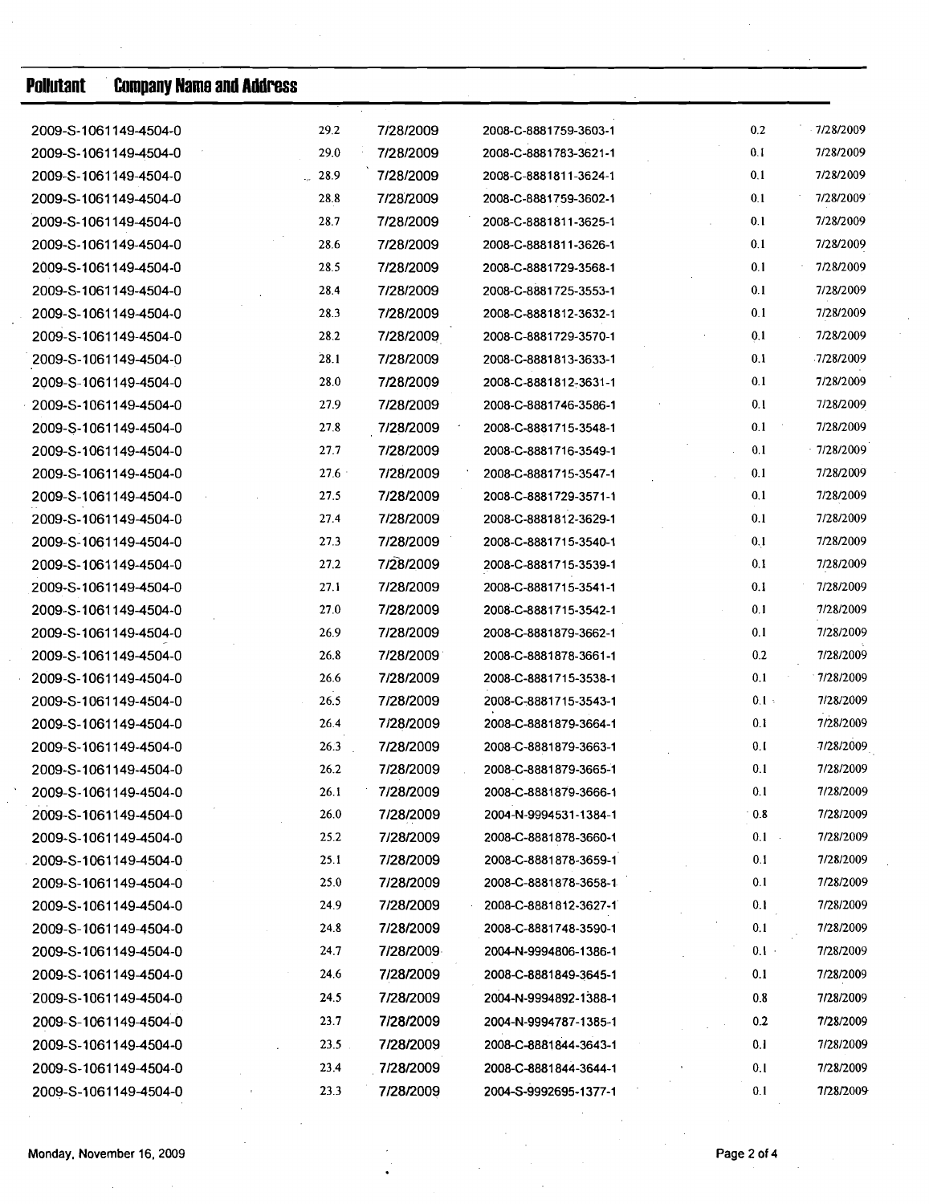| Pollutant | Company Name and Address | | | | |
|---|---|---|---|---|---|
| 2009-S-1061149-4504-0 | 29.2 | 7/28/2009 | 2008-C-8881759-3603-1 | 0.2 | 7/28/2009 |
| 2009-S-1061149-4504-0 | 29.0 | 7/28/2009 | 2008-C-8881783-3621-1 | 0.1 | 7/28/2009 |
| 2009-S-1061149-4504-0 | 28.9 | 7/28/2009 | 2008-C-8881811-3624-1 | 0.1 | 7/28/2009 |
| 2009-S-1061149-4504-0 | 28.8 | 7/28/2009 | 2008-C-8881759-3602-1 | 0.1 | 7/28/2009 |
| 2009-S-1061149-4504-0 | 28.7 | 7/28/2009 | 2008-C-8881811-3625-1 | 0.1 | 7/28/2009 |
| 2009-S-1061149-4504-0 | 28.6 | 7/28/2009 | 2008-C-8881811-3626-1 | 0.1 | 7/28/2009 |
| 2009-S-1061149-4504-0 | 28.5 | 7/28/2009 | 2008-C-8881729-3568-1 | 0.1 | 7/28/2009 |
| 2009-S-1061149-4504-0 | 28.4 | 7/28/2009 | 2008-C-8881725-3553-1 | 0.1 | 7/28/2009 |
| 2009-S-1061149-4504-0 | 28.3 | 7/28/2009 | 2008-C-8881812-3632-1 | 0.1 | 7/28/2009 |
| 2009-S-1061149-4504-0 | 28.2 | 7/28/2009 | 2008-C-8881729-3570-1 | 0.1 | 7/28/2009 |
| 2009-S-1061149-4504-0 | 28.1 | 7/28/2009 | 2008-C-8881813-3633-1 | 0.1 | 7/28/2009 |
| 2009-S-1061149-4504-0 | 28.0 | 7/28/2009 | 2008-C-8881812-3631-1 | 0.1 | 7/28/2009 |
| 2009-S-1061149-4504-0 | 27.9 | 7/28/2009 | 2008-C-8881746-3586-1 | 0.1 | 7/28/2009 |
| 2009-S-1061149-4504-0 | 27.8 | 7/28/2009 | 2008-C-8881715-3548-1 | 0.1 | 7/28/2009 |
| 2009-S-1061149-4504-0 | 27.7 | 7/28/2009 | 2008-C-8881716-3549-1 | 0.1 | 7/28/2009 |
| 2009-S-1061149-4504-0 | 27.6 | 7/28/2009 | 2008-C-8881715-3547-1 | 0.1 | 7/28/2009 |
| 2009-S-1061149-4504-0 | 27.5 | 7/28/2009 | 2008-C-8881729-3571-1 | 0.1 | 7/28/2009 |
| 2009-S-1061149-4504-0 | 27.4 | 7/28/2009 | 2008-C-8881812-3629-1 | 0.1 | 7/28/2009 |
| 2009-S-1061149-4504-0 | 27.3 | 7/28/2009 | 2008-C-8881715-3540-1 | 0.1 | 7/28/2009 |
| 2009-S-1061149-4504-0 | 27.2 | 7/28/2009 | 2008-C-8881715-3539-1 | 0.1 | 7/28/2009 |
| 2009-S-1061149-4504-0 | 27.1 | 7/28/2009 | 2008-C-8881715-3541-1 | 0.1 | 7/28/2009 |
| 2009-S-1061149-4504-0 | 27.0 | 7/28/2009 | 2008-C-8881715-3542-1 | 0.1 | 7/28/2009 |
| 2009-S-1061149-4504-0 | 26.9 | 7/28/2009 | 2008-C-8881879-3662-1 | 0.1 | 7/28/2009 |
| 2009-S-1061149-4504-0 | 26.8 | 7/28/2009 | 2008-C-8881878-3661-1 | 0.2 | 7/28/2009 |
| 2009-S-1061149-4504-0 | 26.6 | 7/28/2009 | 2008-C-8881715-3538-1 | 0.1 | 7/28/2009 |
| 2009-S-1061149-4504-0 | 26.5 | 7/28/2009 | 2008-C-8881715-3543-1 | 0.1 | 7/28/2009 |
| 2009-S-1061149-4504-0 | 26.4 | 7/28/2009 | 2008-C-8881879-3664-1 | 0.1 | 7/28/2009 |
| 2009-S-1061149-4504-0 | 26.3 | 7/28/2009 | 2008-C-8881879-3663-1 | 0.1 | 7/28/2009 |
| 2009-S-1061149-4504-0 | 26.2 | 7/28/2009 | 2008-C-8881879-3665-1 | 0.1 | 7/28/2009 |
| 2009-S-1061149-4504-0 | 26.1 | 7/28/2009 | 2008-C-8881879-3666-1 | 0.1 | 7/28/2009 |
| 2009-S-1061149-4504-0 | 26.0 | 7/28/2009 | 2004-N-9994531-1384-1 | 0.8 | 7/28/2009 |
| 2009-S-1061149-4504-0 | 25.2 | 7/28/2009 | 2008-C-8881878-3660-1 | 0.1 | 7/28/2009 |
| 2009-S-1061149-4504-0 | 25.1 | 7/28/2009 | 2008-C-8881878-3659-1 | 0.1 | 7/28/2009 |
| 2009-S-1061149-4504-0 | 25.0 | 7/28/2009 | 2008-C-8881878-3658-1 | 0.1 | 7/28/2009 |
| 2009-S-1061149-4504-0 | 24.9 | 7/28/2009 | 2008-C-8881812-3627-1 | 0.1 | 7/28/2009 |
| 2009-S-1061149-4504-0 | 24.8 | 7/28/2009 | 2008-C-8881748-3590-1 | 0.1 | 7/28/2009 |
| 2009-S-1061149-4504-0 | 24.7 | 7/28/2009 | 2004-N-9994806-1386-1 | 0.1 | 7/28/2009 |
| 2009-S-1061149-4504-0 | 24.6 | 7/28/2009 | 2008-C-8881849-3645-1 | 0.1 | 7/28/2009 |
| 2009-S-1061149-4504-0 | 24.5 | 7/28/2009 | 2004-N-9994892-1388-1 | 0.8 | 7/28/2009 |
| 2009-S-1061149-4504-0 | 23.7 | 7/28/2009 | 2004-N-9994787-1385-1 | 0.2 | 7/28/2009 |
| 2009-S-1061149-4504-0 | 23.5 | 7/28/2009 | 2008-C-8881844-3643-1 | 0.1 | 7/28/2009 |
| 2009-S-1061149-4504-0 | 23.4 | 7/28/2009 | 2008-C-8881844-3644-1 | 0.1 | 7/28/2009 |
| 2009-S-1061149-4504-0 | 23.3 | 7/28/2009 | 2004-S-9992695-1377-1 | 0.1 | 7/28/2009 |

Monday, November 16, 2009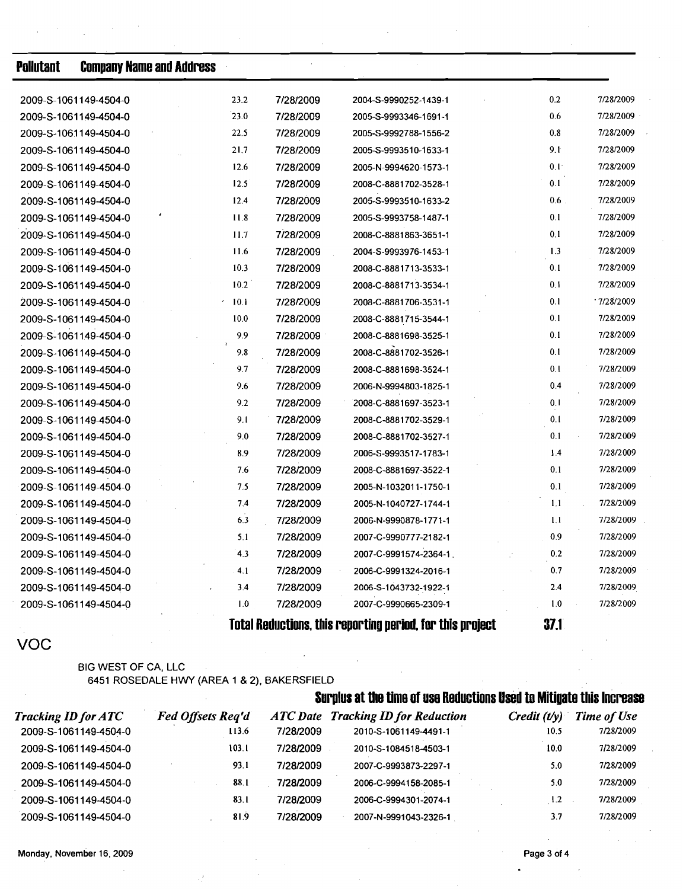| Pollutant | Company Name and Address | | | | |
|---|---|---|---|---|---|
| 2009-S-1061149-4504-0 | 23.2 | 7/28/2009 | 2004-S-9990252-1439-1 | 0.2 | 7/28/2009 |
| 2009-S-1061149-4504-0 | 23.0 | 7/28/2009 | 2005-S-9993346-1691-1 | 0.6 | 7/28/2009 |
| 2009-S-1061149-4504-0 | 22.5 | 7/28/2009 | 2005-S-9992788-1556-2 | 0.8 | 7/28/2009 |
| 2009-S-1061149-4504-0 | 21.7 | 7/28/2009 | 2005-S-9993510-1633-1 | 9.1 | 7/28/2009 |
| 2009-S-1061149-4504-0 | 12.6 | 7/28/2009 | 2005-N-9994620-1573-1 | 0.1 | 7/28/2009 |
| 2009-S-1061149-4504-0 | 12.5 | 7/28/2009 | 2008-C-8881702-3528-1 | 0.1 | 7/28/2009 |
| 2009-S-1061149-4504-0 | 12.4 | 7/28/2009 | 2005-S-9993510-1633-2 | 0.6 | 7/28/2009 |
| 2009-S-1061149-4504-0 | 11.8 | 7/28/2009 | 2005-S-9993758-1487-1 | 0.1 | 7/28/2009 |
| 2009-S-1061149-4504-0 | 11.7 | 7/28/2009 | 2008-C-8881863-3651-1 | 0.1 | 7/28/2009 |
| 2009-S-1061149-4504-0 | 11.6 | 7/28/2009 | 2004-S-9993976-1453-1 | 1.3 | 7/28/2009 |
| 2009-S-1061149-4504-0 | 10.3 | 7/28/2009 | 2008-C-8881713-3533-1 | 0.1 | 7/28/2009 |
| 2009-S-1061149-4504-0 | 10.2 | 7/28/2009 | 2008-C-8881713-3534-1 | 0.1 | 7/28/2009 |
| 2009-S-1061149-4504-0 | 10.1 | 7/28/2009 | 2008-C-8881706-3531-1 | 0.1 | 7/28/2009 |
| 2009-S-1061149-4504-0 | 10.0 | 7/28/2009 | 2008-C-8881715-3544-1 | 0.1 | 7/28/2009 |
| 2009-S-1061149-4504-0 | 9.9 | 7/28/2009 | 2008-C-8881698-3525-1 | 0.1 | 7/28/2009 |
| 2009-S-1061149-4504-0 | 9.8 | 7/28/2009 | 2008-C-8881702-3526-1 | 0.1 | 7/28/2009 |
| 2009-S-1061149-4504-0 | 9.7 | 7/28/2009 | 2008-C-8881698-3524-1 | 0.1 | 7/28/2009 |
| 2009-S-1061149-4504-0 | 9.6 | 7/28/2009 | 2006-N-9994803-1825-1 | 0.4 | 7/28/2009 |
| 2009-S-1061149-4504-0 | 9.2 | 7/28/2009 | 2008-C-8881697-3523-1 | 0.1 | 7/28/2009 |
| 2009-S-1061149-4504-0 | 9.1 | 7/28/2009 | 2008-C-8881702-3529-1 | 0.1 | 7/28/2009 |
| 2009-S-1061149-4504-0 | 9.0 | 7/28/2009 | 2008-C-8881702-3527-1 | 0.1 | 7/28/2009 |
| 2009-S-1061149-4504-0 | 8.9 | 7/28/2009 | 2006-S-9993517-1783-1 | 1.4 | 7/28/2009 |
| 2009-S-1061149-4504-0 | 7.6 | 7/28/2009 | 2008-C-8881697-3522-1 | 0.1 | 7/28/2009 |
| 2009-S-1061149-4504-0 | 7.5 | 7/28/2009 | 2005-N-1032011-1750-1 | 0.1 | 7/28/2009 |
| 2009-S-1061149-4504-0 | 7.4 | 7/28/2009 | 2005-N-1040727-1744-1 | 1.1 | 7/28/2009 |
| 2009-S-1061149-4504-0 | 6.3 | 7/28/2009 | 2006-N-9990878-1771-1 | 1.1 | 7/28/2009 |
| 2009-S-1061149-4504-0 | 5.1 | 7/28/2009 | 2007-C-9990777-2182-1 | 0.9 | 7/28/2009 |
| 2009-S-1061149-4504-0 | 4.3 | 7/28/2009 | 2007-C-9991574-2364-1 | 0.2 | 7/28/2009 |
| 2009-S-1061149-4504-0 | 4.1 | 7/28/2009 | 2006-C-9991324-2016-1 | 0.7 | 7/28/2009 |
| 2009-S-1061149-4504-0 | 3.4 | 7/28/2009 | 2006-S-1043732-1922-1 | 2.4 | 7/28/2009 |
| 2009-S-1061149-4504-0 | 1.0 | 7/28/2009 | 2007-C-9990665-2309-1 | 1.0 | 7/28/2009 |

**Total Reductions, this reporting period, for this project** **37.1**

## VOC

BIG WEST OF CA, LLC
6451 ROSEDALE HWY (AREA 1 & 2), BAKERSFIELD

**Surplus at the time of use Reductions Used to Mitigate this Increase**

| *Tracking ID for ATC* | *Fed Offsets Req'd* | *ATC Date* | *Tracking ID for Reduction* | *Credit (t/y)* | *Time of Use* |
|---|---|---|---|---|---|
| 2009-S-1061149-4504-0 | 113.6 | 7/28/2009 | 2010-S-1061149-4491-1 | 10.5 | 7/28/2009 |
| 2009-S-1061149-4504-0 | 103.1 | 7/28/2009 | 2010-S-1084518-4503-1 | 10.0 | 7/28/2009 |
| 2009-S-1061149-4504-0 | 93.1 | 7/28/2009 | 2007-C-9993873-2297-1 | 5.0 | 7/28/2009 |
| 2009-S-1061149-4504-0 | 88.1 | 7/28/2009 | 2006-C-9994158-2085-1 | 5.0 | 7/28/2009 |
| 2009-S-1061149-4504-0 | 83.1 | 7/28/2009 | 2006-C-9994301-2074-1 | 1.2 | 7/28/2009 |
| 2009-S-1061149-4504-0 | 81.9 | 7/28/2009 | 2007-N-9991043-2326-1 | 3.7 | 7/28/2009 |

Monday, November 16, 2009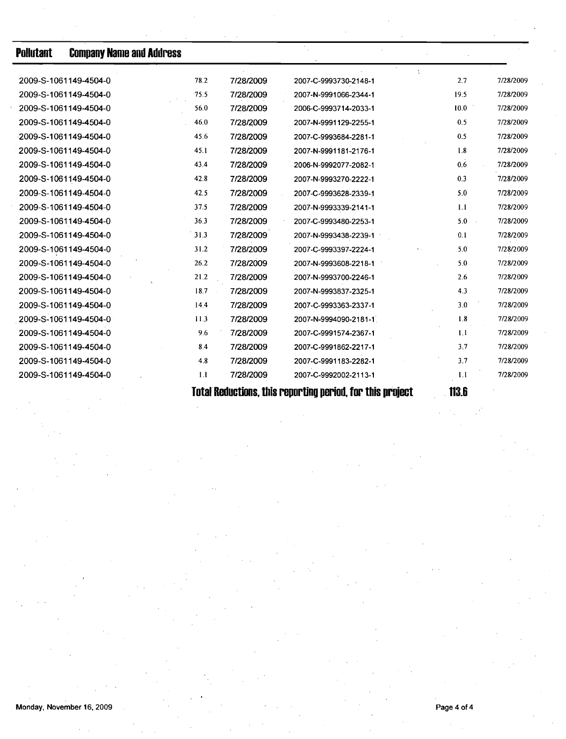| Pollutant | Company Name and Address | | | | |
|---|---|---|---|---|---|
| 2009-S-1061149-4504-0 | 78.2 | 7/28/2009 | 2007-C-9993730-2148-1 | 2.7 | 7/28/2009 |
| 2009-S-1061149-4504-0 | 75.5 | 7/28/2009 | 2007-N-9991066-2344-1 | 19.5 | 7/28/2009 |
| 2009-S-1061149-4504-0 | 56.0 | 7/28/2009 | 2006-C-9993714-2033-1 | 10.0 | 7/28/2009 |
| 2009-S-1061149-4504-0 | 46.0 | 7/28/2009 | 2007-N-9991129-2255-1 | 0.5 | 7/28/2009 |
| 2009-S-1061149-4504-0 | 45.6 | 7/28/2009 | 2007-C-9993684-2281-1 | 0.5 | 7/28/2009 |
| 2009-S-1061149-4504-0 | 45.1 | 7/28/2009 | 2007-N-9991181-2176-1 | 1.8 | 7/28/2009 |
| 2009-S-1061149-4504-0 | 43.4 | 7/28/2009 | 2006-N-9992077-2082-1 | 0.6 | 7/28/2009 |
| 2009-S-1061149-4504-0 | 42.8 | 7/28/2009 | 2007-N-9993270-2222-1 | 0.3 | 7/28/2009 |
| 2009-S-1061149-4504-0 | 42.5 | 7/28/2009 | 2007-C-9993628-2339-1 | 5.0 | 7/28/2009 |
| 2009-S-1061149-4504-0 | 37.5 | 7/28/2009 | 2007-N-9993339-2141-1 | 1.1 | 7/28/2009 |
| 2009-S-1061149-4504-0 | 36.3 | 7/28/2009 | 2007-C-9993480-2253-1 | 5.0 | 7/28/2009 |
| 2009-S-1061149-4504-0 | 31.3 | 7/28/2009 | 2007-N-9993438-2239-1 | 0.1 | 7/28/2009 |
| 2009-S-1061149-4504-0 | 31.2 | 7/28/2009 | 2007-C-9993397-2224-1 | 5.0 | 7/28/2009 |
| 2009-S-1061149-4504-0 | 26.2 | 7/28/2009 | 2007-N-9993608-2218-1 | 5.0 | 7/28/2009 |
| 2009-S-1061149-4504-0 | 21.2 | 7/28/2009 | 2007-N-9993700-2246-1 | 2.6 | 7/28/2009 |
| 2009-S-1061149-4504-0 | 18.7 | 7/28/2009 | 2007-N-9993837-2325-1 | 4.3 | 7/28/2009 |
| 2009-S-1061149-4504-0 | 14.4 | 7/28/2009 | 2007-C-9993363-2337-1 | 3.0 | 7/28/2009 |
| 2009-S-1061149-4504-0 | 11.3 | 7/28/2009 | 2007-N-9994090-2181-1 | 1.8 | 7/28/2009 |
| 2009-S-1061149-4504-0 | 9.6 | 7/28/2009 | 2007-C-9991574-2367-1 | 1.1 | 7/28/2009 |
| 2009-S-1061149-4504-0 | 8.4 | 7/28/2009 | 2007-C-9991862-2217-1 | 3.7 | 7/28/2009 |
| 2009-S-1061149-4504-0 | 4.8 | 7/28/2009 | 2007-C-9991183-2282-1 | 3.7 | 7/28/2009 |
| 2009-S-1061149-4504-0 | 1.1 | 7/28/2009 | 2007-C-9992002-2113-1 | 1.1 | 7/28/2009 |
| | | **Total Reductions, this reporting period, for this project** | | **113.6** | |

Monday, November 16, 2009